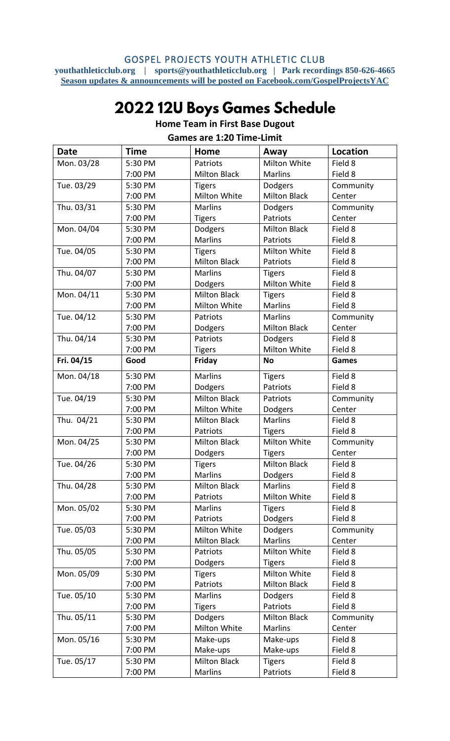GOSPEL PROJECTS YOUTH ATHLETIC CLUB

**youthathleticclub.org | sports@youthathleticclub.org | Park recordings 850-626-4665**

**Season updates & announcements will be posted on Facebook.com/GospelProjectsYAC**

# 2022 12U Boys Games Schedule

**Home Team in First Base Dugout**

**Games are 1:20 Time-Limit**

| Date | Time | Home | Away | Location |
|---|---|---|---|---|
| Mon. 03/28 | 5:30 PM | Patriots | Milton White | Field 8 |
| | 7:00 PM | Milton Black | Marlins | Field 8 |
| Tue. 03/29 | 5:30 PM | Tigers | Dodgers | Community |
| | 7:00 PM | Milton White | Milton Black | Center |
| Thu. 03/31 | 5:30 PM | Marlins | Dodgers | Community |
| | 7:00 PM | Tigers | Patriots | Center |
| Mon. 04/04 | 5:30 PM | Dodgers | Milton Black | Field 8 |
| | 7:00 PM | Marlins | Patriots | Field 8 |
| Tue. 04/05 | 5:30 PM | Tigers | Milton White | Field 8 |
| | 7:00 PM | Milton Black | Patriots | Field 8 |
| Thu. 04/07 | 5:30 PM | Marlins | Tigers | Field 8 |
| | 7:00 PM | Dodgers | Milton White | Field 8 |
| Mon. 04/11 | 5:30 PM | Milton Black | Tigers | Field 8 |
| | 7:00 PM | Milton White | Marlins | Field 8 |
| Tue. 04/12 | 5:30 PM | Patriots | Marlins | Community |
| | 7:00 PM | Dodgers | Milton Black | Center |
| Thu. 04/14 | 5:30 PM | Patriots | Dodgers | Field 8 |
| | 7:00 PM | Tigers | Milton White | Field 8 |
| **Fri. 04/15** | **Good** | **Friday** | **No** | **Games** |
| Mon. 04/18 | 5:30 PM | Marlins | Tigers | Field 8 |
| | 7:00 PM | Dodgers | Patriots | Field 8 |
| Tue. 04/19 | 5:30 PM | Milton Black | Patriots | Community |
| | 7:00 PM | Milton White | Dodgers | Center |
| Thu. 04/21 | 5:30 PM | Milton Black | Marlins | Field 8 |
| | 7:00 PM | Patriots | Tigers | Field 8 |
| Mon. 04/25 | 5:30 PM | Milton Black | Milton White | Community |
| | 7:00 PM | Dodgers | Tigers | Center |
| Tue. 04/26 | 5:30 PM | Tigers | Milton Black | Field 8 |
| | 7:00 PM | Marlins | Dodgers | Field 8 |
| Thu. 04/28 | 5:30 PM | Milton Black | Marlins | Field 8 |
| | 7:00 PM | Patriots | Milton White | Field 8 |
| Mon. 05/02 | 5:30 PM | Marlins | Tigers | Field 8 |
| | 7:00 PM | Patriots | Dodgers | Field 8 |
| Tue. 05/03 | 5:30 PM | Milton White | Dodgers | Community |
| | 7:00 PM | Milton Black | Marlins | Center |
| Thu. 05/05 | 5:30 PM | Patriots | Milton White | Field 8 |
| | 7:00 PM | Dodgers | Tigers | Field 8 |
| Mon. 05/09 | 5:30 PM | Tigers | Milton White | Field 8 |
| | 7:00 PM | Patriots | Milton Black | Field 8 |
| Tue. 05/10 | 5:30 PM | Marlins | Dodgers | Field 8 |
| | 7:00 PM | Tigers | Patriots | Field 8 |
| Thu. 05/11 | 5:30 PM | Dodgers | Milton Black | Community |
| | 7:00 PM | Milton White | Marlins | Center |
| Mon. 05/16 | 5:30 PM | Make-ups | Make-ups | Field 8 |
| | 7:00 PM | Make-ups | Make-ups | Field 8 |
| Tue. 05/17 | 5:30 PM | Milton Black | Tigers | Field 8 |
| | 7:00 PM | Marlins | Patriots | Field 8 |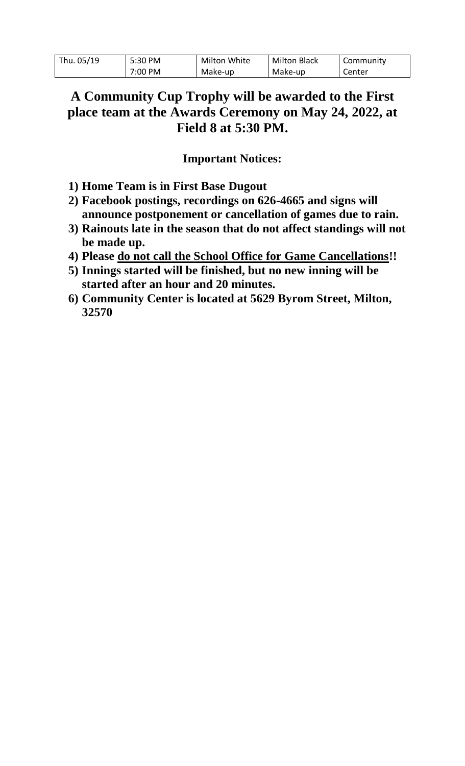| | | | | |
|---|---|---|---|---|
| Thu. 05/19 | 5:30 PM<br>7:00 PM | Milton White<br>Make-up | Milton Black<br>Make-up | Community<br>Center |

## A Community Cup Trophy will be awarded to the First place team at the Awards Ceremony on May 24, 2022, at Field 8 at 5:30 PM.

**Important Notices:**

1) **Home Team is in First Base Dugout**
2) **Facebook postings, recordings on 626-4665 and signs will announce postponement or cancellation of games due to rain.**
3) **Rainouts late in the season that do not affect standings will not be made up.**
4) **Please <u>do not call the School Office for Game Cancellations</u>!!**
5) **Innings started will be finished, but no new inning will be started after an hour and 20 minutes.**
6) **Community Center is located at 5629 Byrom Street, Milton, 32570**